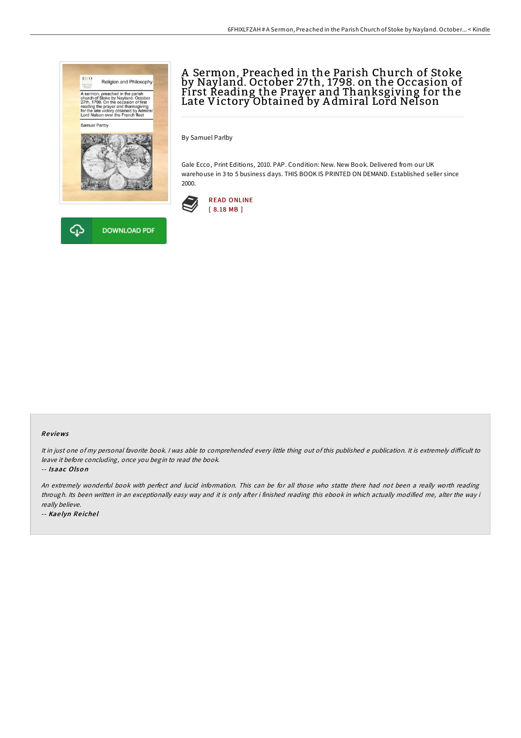# A Sermon, Preached in the Parish Church of Stoke by Nayland. October 27th, 1798. on the Occasion of First Reading the Prayer and Thanksgiving for the Late Victory Obtained by Admiral Lord Nelson

By Samuel Parlby

Gale Ecco, Print Editions, 2010. PAP. Condition: New. New Book. Delivered from our UK warehouse in 3 to 5 business days. THIS BOOK IS PRINTED ON DEMAND. Established seller since 2000.

READ ONLINE
[ 8.18 MB ]

DOWNLOAD PDF

## Reviews

*It in just one of my personal favorite book. I was able to comprehended every little thing out of this published e publication. It is extremely difficult to leave it before concluding, once you begin to read the book.*

-- *Isaac Olson*

*An extremely wonderful book with perfect and lucid information. This can be for all those who statte there had not been a really worth reading through. Its been written in an exceptionally easy way and it is only after i finished reading this ebook in which actually modified me, alter the way i really believe.*

-- *Kaelyn Reichel*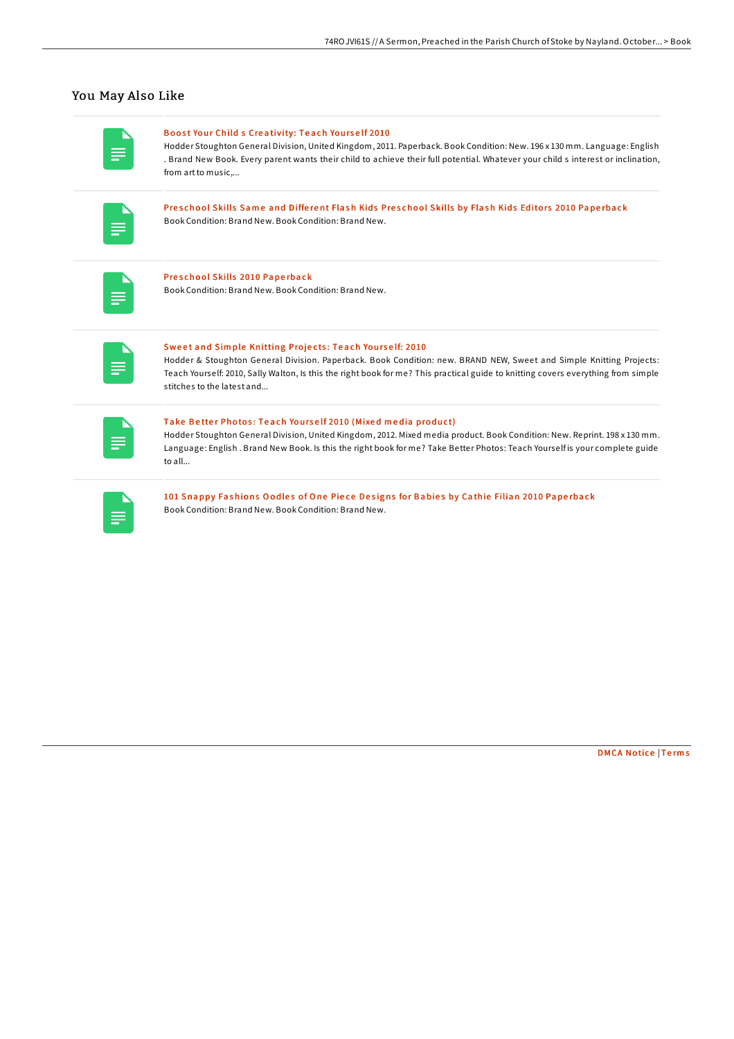## You May Also Like

### Boost Your Child s Creativity: Teach Yourself 2010

Hodder Stoughton General Division, United Kingdom, 2011. Paperback. Book Condition: New. 196 x 130 mm. Language: English . Brand New Book. Every parent wants their child to achieve their full potential. Whatever your child s interest or inclination, from art to music,...

### Preschool Skills Same and Different Flash Kids Preschool Skills by Flash Kids Editors 2010 Paperback

Book Condition: Brand New. Book Condition: Brand New.

### Preschool Skills 2010 Paperback

Book Condition: Brand New. Book Condition: Brand New.

### Sweet and Simple Knitting Projects: Teach Yourself: 2010

Hodder & Stoughton General Division. Paperback. Book Condition: new. BRAND NEW, Sweet and Simple Knitting Projects: Teach Yourself: 2010, Sally Walton, Is this the right book for me? This practical guide to knitting covers everything from simple stitches to the latest and...

### Take Better Photos: Teach Yourself 2010 (Mixed media product)

Hodder Stoughton General Division, United Kingdom, 2012. Mixed media product. Book Condition: New. Reprint. 198 x 130 mm. Language: English . Brand New Book. Is this the right book for me? Take Better Photos: Teach Yourself is your complete guide to all...

### 101 Snappy Fashions Oodles of One Piece Designs for Babies by Cathie Filian 2010 Paperback

Book Condition: Brand New. Book Condition: Brand New.